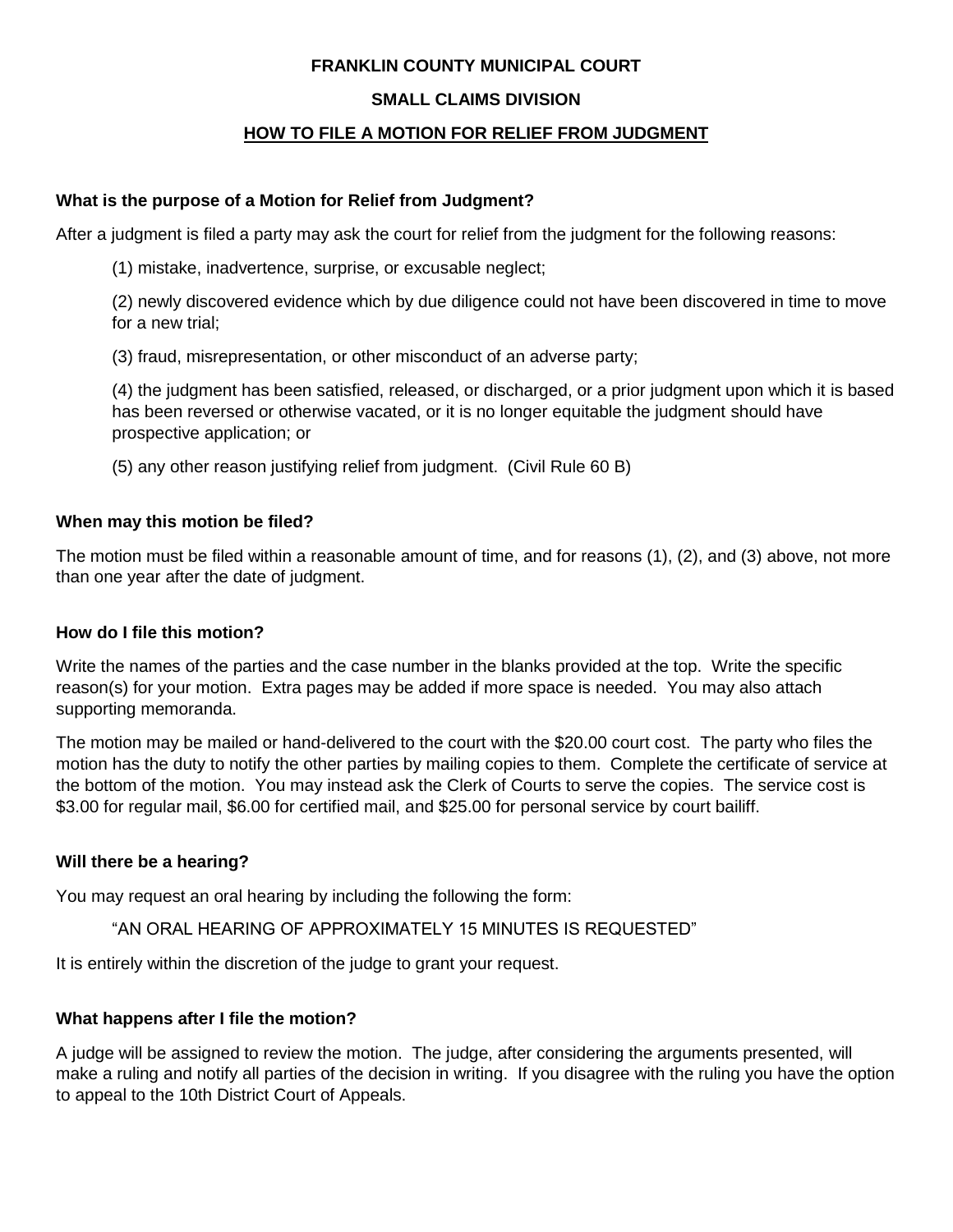**FRANKLIN COUNTY MUNICIPAL COURT**

**SMALL CLAIMS DIVISION**

# HOW TO FILE A MOTION FOR RELIEF FROM JUDGMENT

### What is the purpose of a Motion for Relief from Judgment?

After a judgment is filed a party may ask the court for relief from the judgment for the following reasons:

(1) mistake, inadvertence, surprise, or excusable neglect;

(2) newly discovered evidence which by due diligence could not have been discovered in time to move for a new trial;

(3) fraud, misrepresentation, or other misconduct of an adverse party;

(4) the judgment has been satisfied, released, or discharged, or a prior judgment upon which it is based has been reversed or otherwise vacated, or it is no longer equitable the judgment should have prospective application; or

(5) any other reason justifying relief from judgment. (Civil Rule 60 B)

### When may this motion be filed?

The motion must be filed within a reasonable amount of time, and for reasons (1), (2), and (3) above, not more than one year after the date of judgment.

### How do I file this motion?

Write the names of the parties and the case number in the blanks provided at the top. Write the specific reason(s) for your motion. Extra pages may be added if more space is needed. You may also attach supporting memoranda.

The motion may be mailed or hand-delivered to the court with the $20.00 court cost. The party who files the motion has the duty to notify the other parties by mailing copies to them. Complete the certificate of service at the bottom of the motion. You may instead ask the Clerk of Courts to serve the copies. The service cost is $3.00 for regular mail, $6.00 for certified mail, and $25.00 for personal service by court bailiff.

### Will there be a hearing?

You may request an oral hearing by including the following the form:

"AN ORAL HEARING OF APPROXIMATELY 15 MINUTES IS REQUESTED"

It is entirely within the discretion of the judge to grant your request.

### What happens after I file the motion?

A judge will be assigned to review the motion. The judge, after considering the arguments presented, will make a ruling and notify all parties of the decision in writing. If you disagree with the ruling you have the option to appeal to the 10th District Court of Appeals.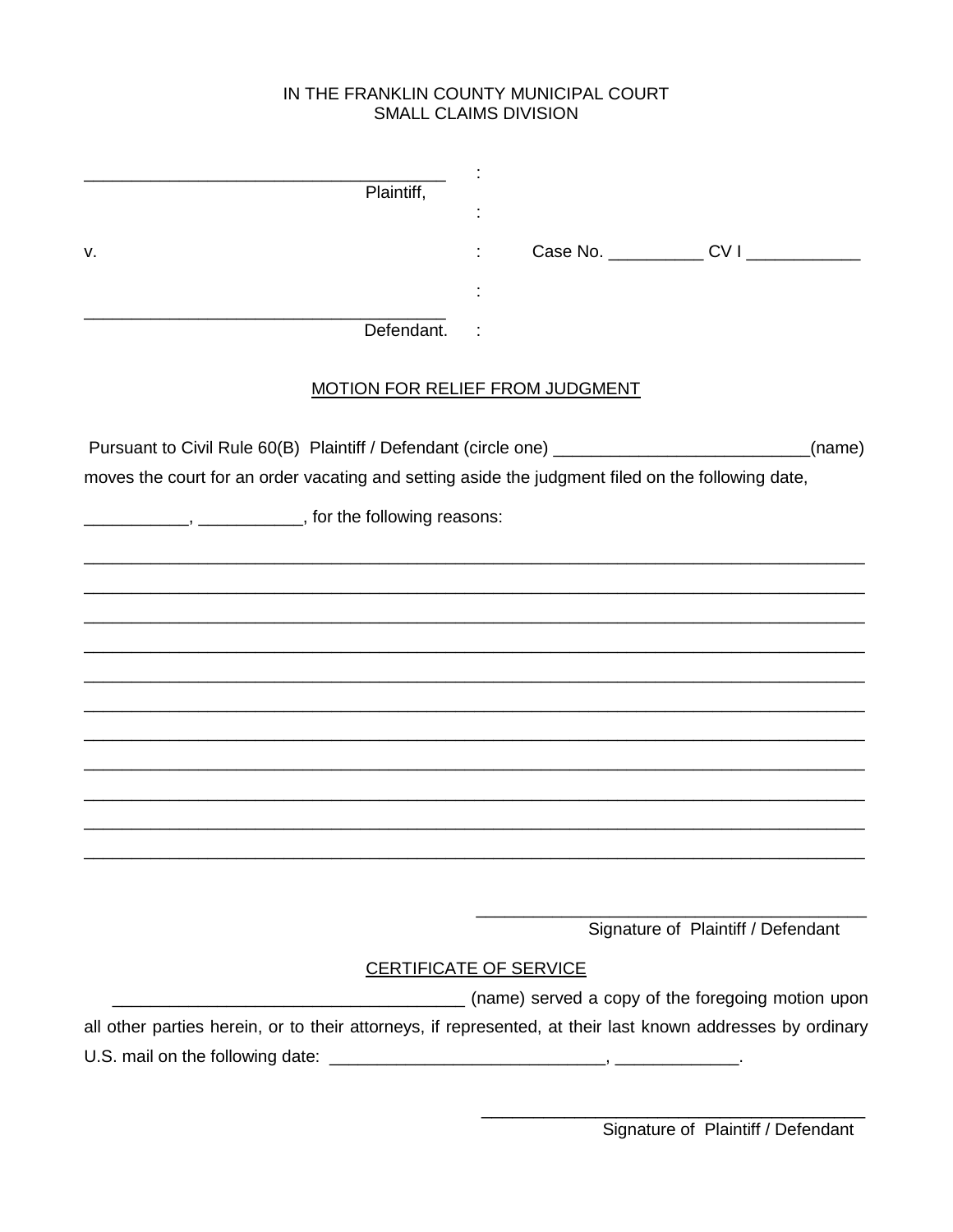IN THE FRANKLIN COUNTY MUNICIPAL COURT
SMALL CLAIMS DIVISION

_____________________________________ :
Plaintiff, :

v. : Case No. __________ CV I ____________

:
_____________________________________
Defendant. :

## MOTION FOR RELIEF FROM JUDGMENT

Pursuant to Civil Rule 60(B) Plaintiff / Defendant (circle one) ___________________________(name) moves the court for an order vacating and setting aside the judgment filed on the following date, ___________, ___________, for the following reasons:

_________________________________________________________________________________

_________________________________________________________________________________

_________________________________________________________________________________

_________________________________________________________________________________

_________________________________________________________________________________

_________________________________________________________________________________

_________________________________________________________________________________

_________________________________________________________________________________

_________________________________________________________________________________

_________________________________________________________________________________

_________________________________________________________________________________

_________________________________________
Signature of Plaintiff / Defendant

## CERTIFICATE OF SERVICE

_____________________________________ (name) served a copy of the foregoing motion upon all other parties herein, or to their attorneys, if represented, at their last known addresses by ordinary U.S. mail on the following date: _____________________________, _____________.

_________________________________________
Signature of Plaintiff / Defendant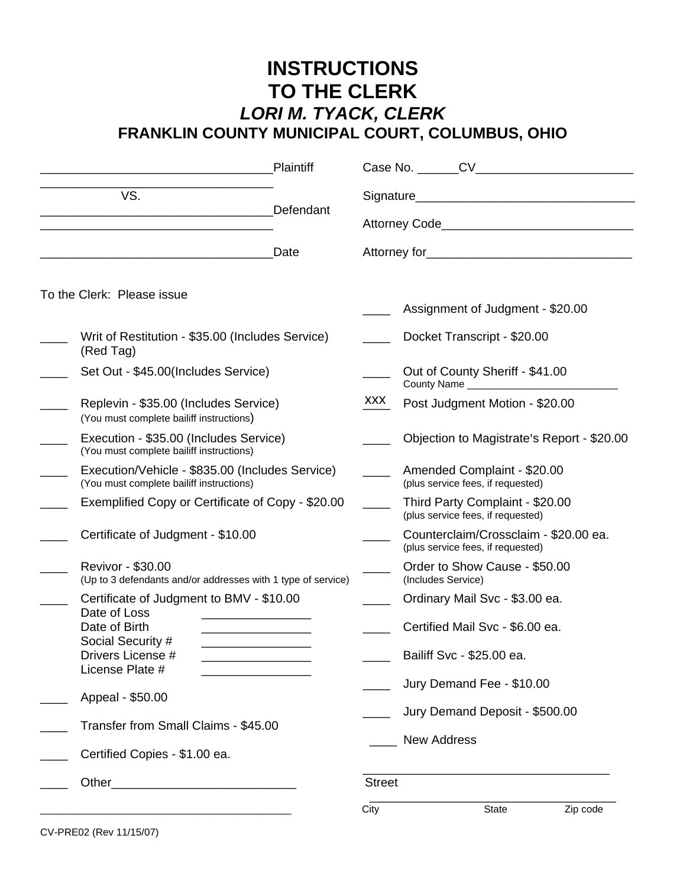# INSTRUCTIONS TO THE CLERK

## *LORI M. TYACK, CLERK*

### FRANKLIN COUNTY MUNICIPAL COURT, COLUMBUS, OHIO

| | |
|---|---|
| __________________________________ Plaintiff | Case No. ______CV______________________ |
| __________________________________ VS. | Signature________________________________ |
| __________________________________ Defendant | Attorney Code____________________________ |
| __________________________________ Date | Attorney for______________________________ |

To the Clerk: Please issue

____ Writ of Restitution - $35.00 (Includes Service) (Red Tag)

____ Set Out - $45.00(Includes Service)

____ Replevin - $35.00 (Includes Service)
(You must complete bailiff instructions)

____ Execution - $35.00 (Includes Service)
(You must complete bailiff instructions)

____ Execution/Vehicle - $835.00 (Includes Service)
(You must complete bailiff instructions)

____ Exemplified Copy or Certificate of Copy - $20.00

____ Certificate of Judgment - $10.00

____ Revivor - $30.00
(Up to 3 defendants and/or addresses with 1 type of service)

____ Certificate of Judgment to BMV - $10.00
Date of Loss ________________
Date of Birth ________________
Social Security # ________________
Drivers License # ________________
License Plate # ________________

____ Appeal - $50.00

____ Transfer from Small Claims - $45.00

____ Certified Copies - $1.00 ea.

____ Other__________________________
__________________________________________

____ Assignment of Judgment - $20.00

____ Docket Transcript - $20.00

____ Out of County Sheriff - $41.00
County Name __________________________

XXX Post Judgment Motion - $20.00

____ Objection to Magistrate's Report - $20.00

____ Amended Complaint - $20.00
(plus service fees, if requested)

____ Third Party Complaint - $20.00
(plus service fees, if requested)

____ Counterclaim/Crossclaim - $20.00 ea.
(plus service fees, if requested)

____ Order to Show Cause - $50.00
(Includes Service)

____ Ordinary Mail Svc - $3.00 ea.

____ Certified Mail Svc - $6.00 ea.

____ Bailiff Svc - $25.00 ea.

____ Jury Demand Fee - $10.00

____ Jury Demand Deposit - $500.00

____ New Address

____________________________________
Street
____________________________________
City State Zip code

CV-PRE02 (Rev 11/15/07)